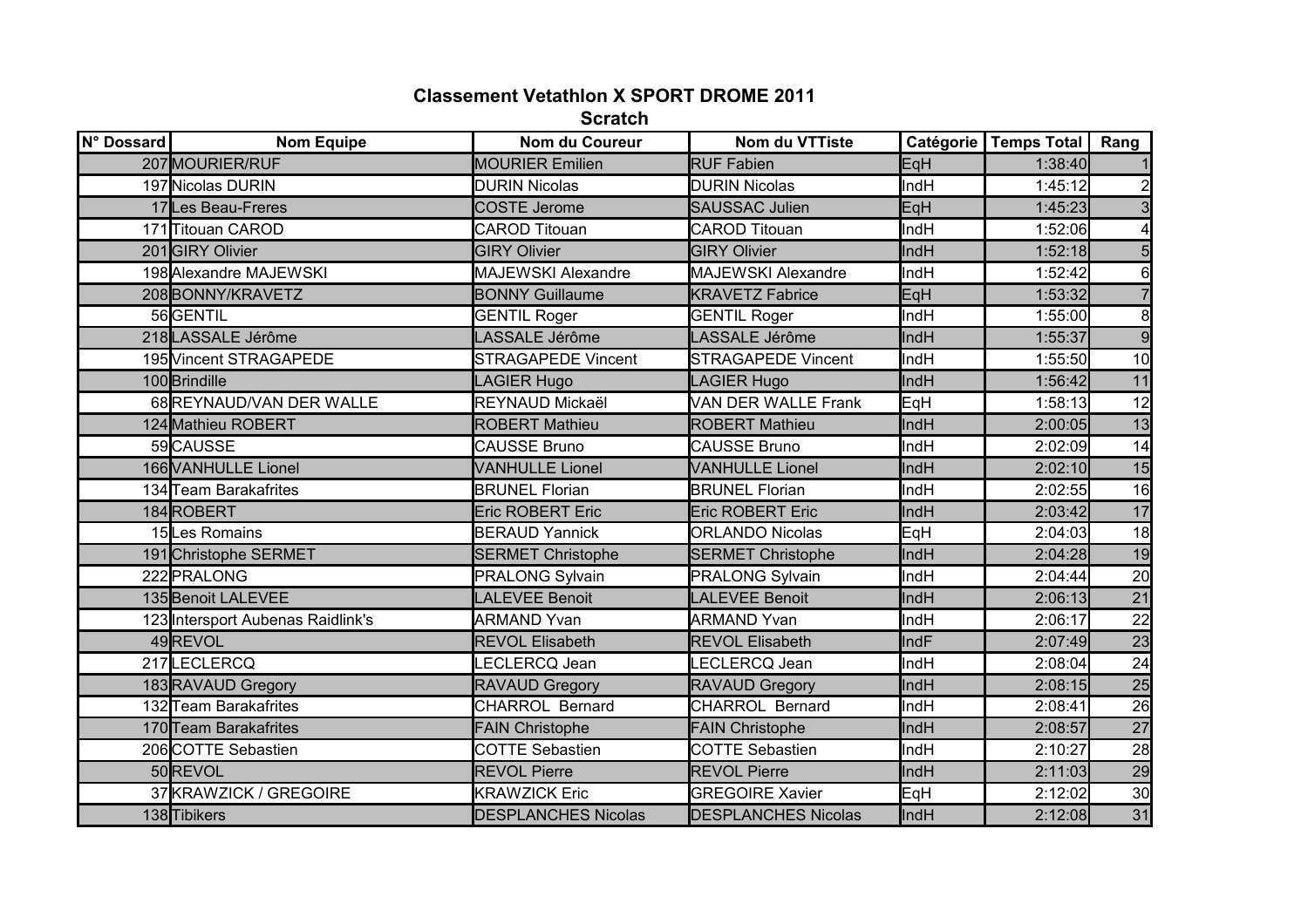# Classement Vetathlon X SPORT DROME 2011

## Scratch

| N° Dossard | Nom Equipe | Nom du Coureur | Nom du VTTiste | Catégorie | Temps Total | Rang |
|---|---|---|---|---|---|---|
| 207 | MOURIER/RUF | MOURIER Emilien | RUF Fabien | EqH | 1:38:40 | 1 |
| 197 | Nicolas DURIN | DURIN Nicolas | DURIN Nicolas | IndH | 1:45:12 | 2 |
| 17 | Les Beau-Freres | COSTE Jerome | SAUSSAC Julien | EqH | 1:45:23 | 3 |
| 171 | Titouan CAROD | CAROD Titouan | CAROD Titouan | IndH | 1:52:06 | 4 |
| 201 | GIRY Olivier | GIRY Olivier | GIRY Olivier | IndH | 1:52:18 | 5 |
| 198 | Alexandre MAJEWSKI | MAJEWSKI Alexandre | MAJEWSKI Alexandre | IndH | 1:52:42 | 6 |
| 208 | BONNY/KRAVETZ | BONNY Guillaume | KRAVETZ Fabrice | EqH | 1:53:32 | 7 |
| 56 | GENTIL | GENTIL Roger | GENTIL Roger | IndH | 1:55:00 | 8 |
| 218 | LASSALE Jérôme | LASSALE Jérôme | LASSALE Jérôme | IndH | 1:55:37 | 9 |
| 195 | Vincent STRAGAPEDE | STRAGAPEDE Vincent | STRAGAPEDE Vincent | IndH | 1:55:50 | 10 |
| 100 | Brindille | LAGIER Hugo | LAGIER Hugo | IndH | 1:56:42 | 11 |
| 68 | REYNAUD/VAN DER WALLE | REYNAUD Mickaël | VAN DER WALLE Frank | EqH | 1:58:13 | 12 |
| 124 | Mathieu ROBERT | ROBERT Mathieu | ROBERT Mathieu | IndH | 2:00:05 | 13 |
| 59 | CAUSSE | CAUSSE Bruno | CAUSSE Bruno | IndH | 2:02:09 | 14 |
| 166 | VANHULLE Lionel | VANHULLE Lionel | VANHULLE Lionel | IndH | 2:02:10 | 15 |
| 134 | Team Barakafrites | BRUNEL Florian | BRUNEL Florian | IndH | 2:02:55 | 16 |
| 184 | ROBERT | Eric ROBERT Eric | Eric ROBERT Eric | IndH | 2:03:42 | 17 |
| 15 | Les Romains | BERAUD Yannick | ORLANDO Nicolas | EqH | 2:04:03 | 18 |
| 191 | Christophe SERMET | SERMET Christophe | SERMET Christophe | IndH | 2:04:28 | 19 |
| 222 | PRALONG | PRALONG Sylvain | PRALONG Sylvain | IndH | 2:04:44 | 20 |
| 135 | Benoit LALEVEE | LALEVEE Benoit | LALEVEE Benoit | IndH | 2:06:13 | 21 |
| 123 | Intersport Aubenas Raidlink's | ARMAND Yvan | ARMAND Yvan | IndH | 2:06:17 | 22 |
| 49 | REVOL | REVOL Elisabeth | REVOL Elisabeth | IndF | 2:07:49 | 23 |
| 217 | LECLERCQ | LECLERCQ Jean | LECLERCQ Jean | IndH | 2:08:04 | 24 |
| 183 | RAVAUD Gregory | RAVAUD Gregory | RAVAUD Gregory | IndH | 2:08:15 | 25 |
| 132 | Team Barakafrites | CHARROL Bernard | CHARROL Bernard | IndH | 2:08:41 | 26 |
| 170 | Team Barakafrites | FAIN Christophe | FAIN Christophe | IndH | 2:08:57 | 27 |
| 206 | COTTE Sebastien | COTTE Sebastien | COTTE Sebastien | IndH | 2:10:27 | 28 |
| 50 | REVOL | REVOL Pierre | REVOL Pierre | IndH | 2:11:03 | 29 |
| 37 | KRAWZICK / GREGOIRE | KRAWZICK Eric | GREGOIRE Xavier | EqH | 2:12:02 | 30 |
| 138 | Tibikers | DESPLANCHES Nicolas | DESPLANCHES Nicolas | IndH | 2:12:08 | 31 |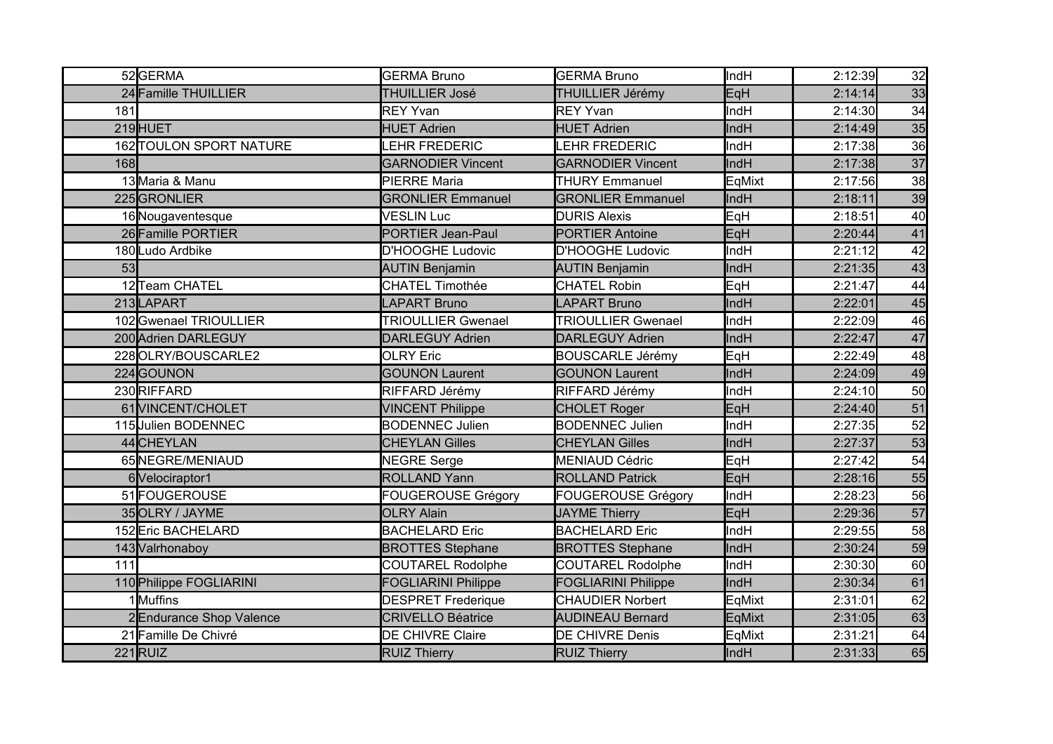| | | | | | | |
|---|---|---|---|---|---|---|
| 52 | GERMA | GERMA Bruno | GERMA Bruno | IndH | 2:12:39 | 32 |
| 24 | Famille THUILLIER | THUILLIER José | THUILLIER Jérémy | EqH | 2:14:14 | 33 |
| 181 | | REY Yvan | REY Yvan | IndH | 2:14:30 | 34 |
| 219 | HUET | HUET Adrien | HUET Adrien | IndH | 2:14:49 | 35 |
| 162 | TOULON SPORT NATURE | LEHR FREDERIC | LEHR FREDERIC | IndH | 2:17:38 | 36 |
| 168 | | GARNODIER Vincent | GARNODIER Vincent | IndH | 2:17:38 | 37 |
| 13 | Maria & Manu | PIERRE Maria | THURY Emmanuel | EqMixt | 2:17:56 | 38 |
| 225 | GRONLIER | GRONLIER Emmanuel | GRONLIER Emmanuel | IndH | 2:18:11 | 39 |
| 16 | Nougaventesque | VESLIN Luc | DURIS Alexis | EqH | 2:18:51 | 40 |
| 26 | Famille PORTIER | PORTIER Jean-Paul | PORTIER Antoine | EqH | 2:20:44 | 41 |
| 180 | Ludo Ardbike | D'HOOGHE Ludovic | D'HOOGHE Ludovic | IndH | 2:21:12 | 42 |
| 53 | | AUTIN Benjamin | AUTIN Benjamin | IndH | 2:21:35 | 43 |
| 12 | Team CHATEL | CHATEL Timothée | CHATEL Robin | EqH | 2:21:47 | 44 |
| 213 | LAPART | LAPART Bruno | LAPART Bruno | IndH | 2:22:01 | 45 |
| 102 | Gwenael TRIOULLIER | TRIOULLIER Gwenael | TRIOULLIER Gwenael | IndH | 2:22:09 | 46 |
| 200 | Adrien DARLEGUY | DARLEGUY Adrien | DARLEGUY Adrien | IndH | 2:22:47 | 47 |
| 228 | OLRY/BOUSCARLE2 | OLRY Eric | BOUSCARLE Jérémy | EqH | 2:22:49 | 48 |
| 224 | GOUNON | GOUNON Laurent | GOUNON Laurent | IndH | 2:24:09 | 49 |
| 230 | RIFFARD | RIFFARD Jérémy | RIFFARD Jérémy | IndH | 2:24:10 | 50 |
| 61 | VINCENT/CHOLET | VINCENT Philippe | CHOLET Roger | EqH | 2:24:40 | 51 |
| 115 | Julien BODENNEC | BODENNEC Julien | BODENNEC Julien | IndH | 2:27:35 | 52 |
| 44 | CHEYLAN | CHEYLAN Gilles | CHEYLAN Gilles | IndH | 2:27:37 | 53 |
| 65 | NEGRE/MENIAUD | NEGRE Serge | MENIAUD Cédric | EqH | 2:27:42 | 54 |
| 6 | Velociraptor1 | ROLLAND Yann | ROLLAND Patrick | EqH | 2:28:16 | 55 |
| 51 | FOUGEROUSE | FOUGEROUSE Grégory | FOUGEROUSE Grégory | IndH | 2:28:23 | 56 |
| 35 | OLRY / JAYME | OLRY Alain | JAYME Thierry | EqH | 2:29:36 | 57 |
| 152 | Eric BACHELARD | BACHELARD Eric | BACHELARD Eric | IndH | 2:29:55 | 58 |
| 143 | Valrhonaboy | BROTTES Stephane | BROTTES Stephane | IndH | 2:30:24 | 59 |
| 111 | | COUTAREL Rodolphe | COUTAREL Rodolphe | IndH | 2:30:30 | 60 |
| 110 | Philippe FOGLIARINI | FOGLIARINI Philippe | FOGLIARINI Philippe | IndH | 2:30:34 | 61 |
| 1 | Muffins | DESPRET Frederique | CHAUDIER Norbert | EqMixt | 2:31:01 | 62 |
| 2 | Endurance Shop Valence | CRIVELLO Béatrice | AUDINEAU Bernard | EqMixt | 2:31:05 | 63 |
| 21 | Famille De Chivré | DE CHIVRE Claire | DE CHIVRE Denis | EqMixt | 2:31:21 | 64 |
| 221 | RUIZ | RUIZ Thierry | RUIZ Thierry | IndH | 2:31:33 | 65 |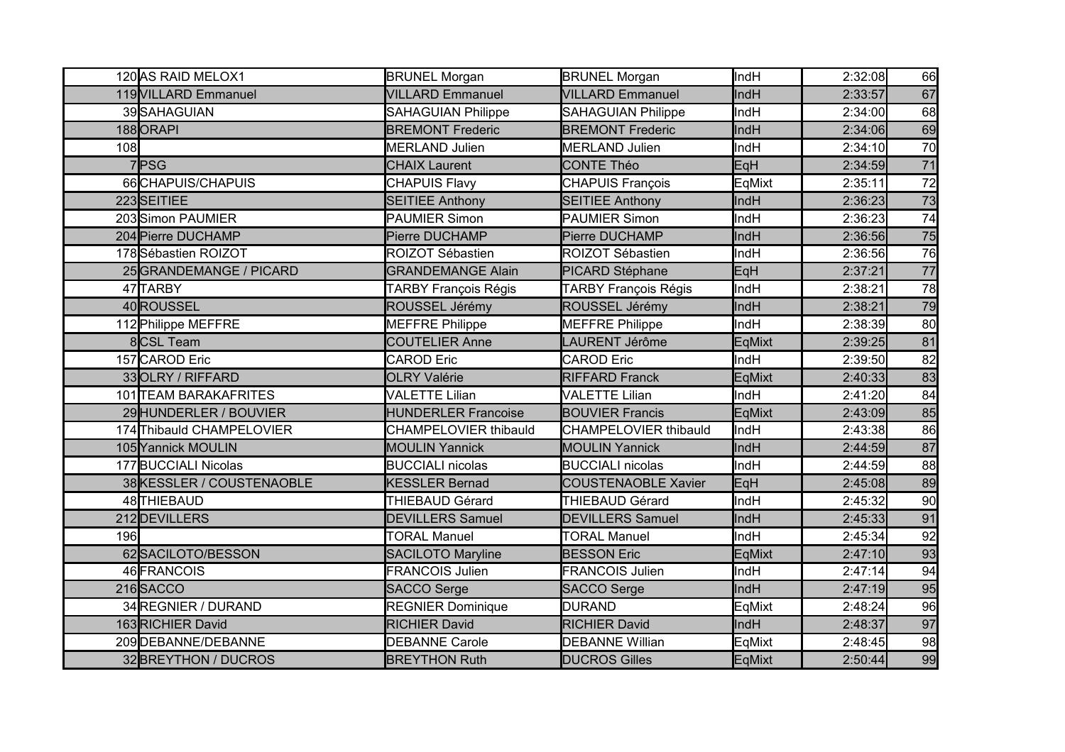| | | | | | | |
|---|---|---|---|---|---|---|
| 120 | AS RAID MELOX1 | BRUNEL Morgan | BRUNEL Morgan | IndH | 2:32:08 | 66 |
| 119 | VILLARD Emmanuel | VILLARD Emmanuel | VILLARD Emmanuel | IndH | 2:33:57 | 67 |
| 39 | SAHAGUIAN | SAHAGUIAN Philippe | SAHAGUIAN Philippe | IndH | 2:34:00 | 68 |
| 188 | ORAPI | BREMONT Frederic | BREMONT Frederic | IndH | 2:34:06 | 69 |
| 108 | | MERLAND Julien | MERLAND Julien | IndH | 2:34:10 | 70 |
| 7 | PSG | CHAIX Laurent | CONTE Théo | EqH | 2:34:59 | 71 |
| 66 | CHAPUIS/CHAPUIS | CHAPUIS Flavy | CHAPUIS François | EqMixt | 2:35:11 | 72 |
| 223 | SEITIEE | SEITIEE Anthony | SEITIEE Anthony | IndH | 2:36:23 | 73 |
| 203 | Simon PAUMIER | PAUMIER Simon | PAUMIER Simon | IndH | 2:36:23 | 74 |
| 204 | Pierre DUCHAMP | Pierre DUCHAMP | Pierre DUCHAMP | IndH | 2:36:56 | 75 |
| 178 | Sébastien ROIZOT | ROIZOT Sébastien | ROIZOT Sébastien | IndH | 2:36:56 | 76 |
| 25 | GRANDEMANGE / PICARD | GRANDEMANGE Alain | PICARD Stéphane | EqH | 2:37:21 | 77 |
| 47 | TARBY | TARBY François Régis | TARBY François Régis | IndH | 2:38:21 | 78 |
| 40 | ROUSSEL | ROUSSEL Jérémy | ROUSSEL Jérémy | IndH | 2:38:21 | 79 |
| 112 | Philippe MEFFRE | MEFFRE Philippe | MEFFRE Philippe | IndH | 2:38:39 | 80 |
| 8 | CSL Team | COUTELIER Anne | LAURENT Jérôme | EqMixt | 2:39:25 | 81 |
| 157 | CAROD Eric | CAROD Eric | CAROD Eric | IndH | 2:39:50 | 82 |
| 33 | OLRY / RIFFARD | OLRY Valérie | RIFFARD Franck | EqMixt | 2:40:33 | 83 |
| 101 | TEAM BARAKAFRITES | VALETTE Lilian | VALETTE Lilian | IndH | 2:41:20 | 84 |
| 29 | HUNDERLER / BOUVIER | HUNDERLER Francoise | BOUVIER Francis | EqMixt | 2:43:09 | 85 |
| 174 | Thibauld CHAMPELOVIER | CHAMPELOVIER thibauld | CHAMPELOVIER thibauld | IndH | 2:43:38 | 86 |
| 105 | Yannick MOULIN | MOULIN Yannick | MOULIN Yannick | IndH | 2:44:59 | 87 |
| 177 | BUCCIALI Nicolas | BUCCIALI nicolas | BUCCIALI nicolas | IndH | 2:44:59 | 88 |
| 38 | KESSLER / COUSTENAOBLE | KESSLER Bernad | COUSTENAOBLE Xavier | EqH | 2:45:08 | 89 |
| 48 | THIEBAUD | THIEBAUD Gérard | THIEBAUD Gérard | IndH | 2:45:32 | 90 |
| 212 | DEVILLERS | DEVILLERS Samuel | DEVILLERS Samuel | IndH | 2:45:33 | 91 |
| 196 | | TORAL Manuel | TORAL Manuel | IndH | 2:45:34 | 92 |
| 62 | SACILOTO/BESSON | SACILOTO Maryline | BESSON Eric | EqMixt | 2:47:10 | 93 |
| 46 | FRANCOIS | FRANCOIS Julien | FRANCOIS Julien | IndH | 2:47:14 | 94 |
| 216 | SACCO | SACCO Serge | SACCO Serge | IndH | 2:47:19 | 95 |
| 34 | REGNIER / DURAND | REGNIER Dominique | DURAND | EqMixt | 2:48:24 | 96 |
| 163 | RICHIER David | RICHIER David | RICHIER David | IndH | 2:48:37 | 97 |
| 209 | DEBANNE/DEBANNE | DEBANNE Carole | DEBANNE Willian | EqMixt | 2:48:45 | 98 |
| 32 | BREYTHON / DUCROS | BREYTHON Ruth | DUCROS Gilles | EqMixt | 2:50:44 | 99 |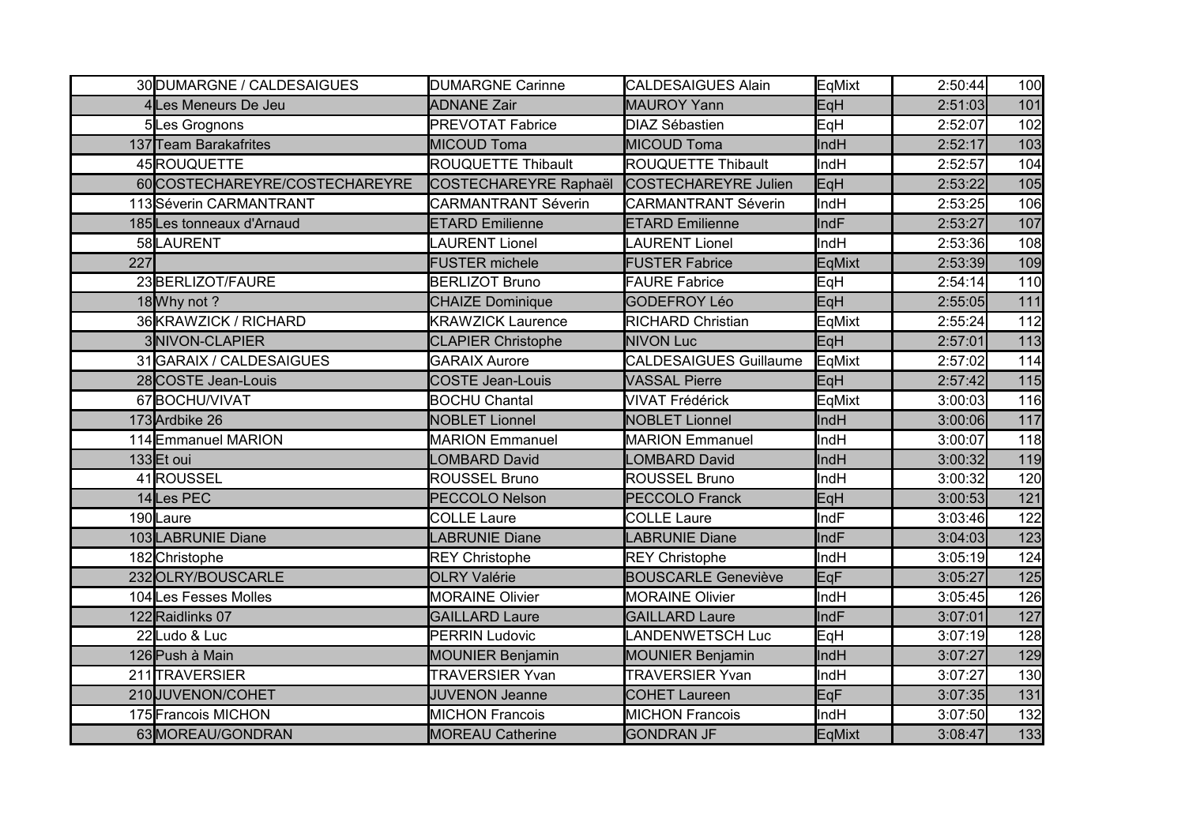| | | | | | | |
|---|---|---|---|---|---|---|
| 30 | DUMARGNE / CALDESAIGUES | DUMARGNE Carinne | CALDESAIGUES Alain | EqMixt | 2:50:44 | 100 |
| 4 | Les Meneurs De Jeu | ADNANE Zair | MAUROY Yann | EqH | 2:51:03 | 101 |
| 5 | Les Grognons | PREVOTAT Fabrice | DIAZ Sébastien | EqH | 2:52:07 | 102 |
| 137 | Team Barakafrites | MICOUD Toma | MICOUD Toma | IndH | 2:52:17 | 103 |
| 45 | ROUQUETTE | ROUQUETTE Thibault | ROUQUETTE Thibault | IndH | 2:52:57 | 104 |
| 60 | COSTECHAREYRE/COSTECHAREYRE | COSTECHAREYRE Raphaël | COSTECHAREYRE Julien | EqH | 2:53:22 | 105 |
| 113 | Séverin CARMANTRANT | CARMANTRANT Séverin | CARMANTRANT Séverin | IndH | 2:53:25 | 106 |
| 185 | Les tonneaux d'Arnaud | ETARD Emilienne | ETARD Emilienne | IndF | 2:53:27 | 107 |
| 58 | LAURENT | LAURENT Lionel | LAURENT Lionel | IndH | 2:53:36 | 108 |
| 227 | | FUSTER michele | FUSTER Fabrice | EqMixt | 2:53:39 | 109 |
| 23 | BERLIZOT/FAURE | BERLIZOT Bruno | FAURE Fabrice | EqH | 2:54:14 | 110 |
| 18 | Why not ? | CHAIZE Dominique | GODEFROY Léo | EqH | 2:55:05 | 111 |
| 36 | KRAWZICK / RICHARD | KRAWZICK Laurence | RICHARD Christian | EqMixt | 2:55:24 | 112 |
| 3 | NIVON-CLAPIER | CLAPIER Christophe | NIVON Luc | EqH | 2:57:01 | 113 |
| 31 | GARAIX / CALDESAIGUES | GARAIX Aurore | CALDESAIGUES Guillaume | EqMixt | 2:57:02 | 114 |
| 28 | COSTE Jean-Louis | COSTE Jean-Louis | VASSAL Pierre | EqH | 2:57:42 | 115 |
| 67 | BOCHU/VIVAT | BOCHU Chantal | VIVAT Frédérick | EqMixt | 3:00:03 | 116 |
| 173 | Ardbike 26 | NOBLET Lionnel | NOBLET Lionnel | IndH | 3:00:06 | 117 |
| 114 | Emmanuel MARION | MARION Emmanuel | MARION Emmanuel | IndH | 3:00:07 | 118 |
| 133 | Et oui | LOMBARD David | LOMBARD David | IndH | 3:00:32 | 119 |
| 41 | ROUSSEL | ROUSSEL Bruno | ROUSSEL Bruno | IndH | 3:00:32 | 120 |
| 14 | Les PEC | PECCOLO Nelson | PECCOLO Franck | EqH | 3:00:53 | 121 |
| 190 | Laure | COLLE Laure | COLLE Laure | IndF | 3:03:46 | 122 |
| 103 | LABRUNIE Diane | LABRUNIE Diane | LABRUNIE Diane | IndF | 3:04:03 | 123 |
| 182 | Christophe | REY Christophe | REY Christophe | IndH | 3:05:19 | 124 |
| 232 | OLRY/BOUSCARLE | OLRY Valérie | BOUSCARLE Geneviève | EqF | 3:05:27 | 125 |
| 104 | Les Fesses Molles | MORAINE Olivier | MORAINE Olivier | IndH | 3:05:45 | 126 |
| 122 | Raidlinks 07 | GAILLARD Laure | GAILLARD Laure | IndF | 3:07:01 | 127 |
| 22 | Ludo & Luc | PERRIN Ludovic | LANDENWETSCH Luc | EqH | 3:07:19 | 128 |
| 126 | Push à Main | MOUNIER Benjamin | MOUNIER Benjamin | IndH | 3:07:27 | 129 |
| 211 | TRAVERSIER | TRAVERSIER Yvan | TRAVERSIER Yvan | IndH | 3:07:27 | 130 |
| 210 | JUVENON/COHET | JUVENON Jeanne | COHET Laureen | EqF | 3:07:35 | 131 |
| 175 | Francois MICHON | MICHON Francois | MICHON Francois | IndH | 3:07:50 | 132 |
| 63 | MOREAU/GONDRAN | MOREAU Catherine | GONDRAN JF | EqMixt | 3:08:47 | 133 |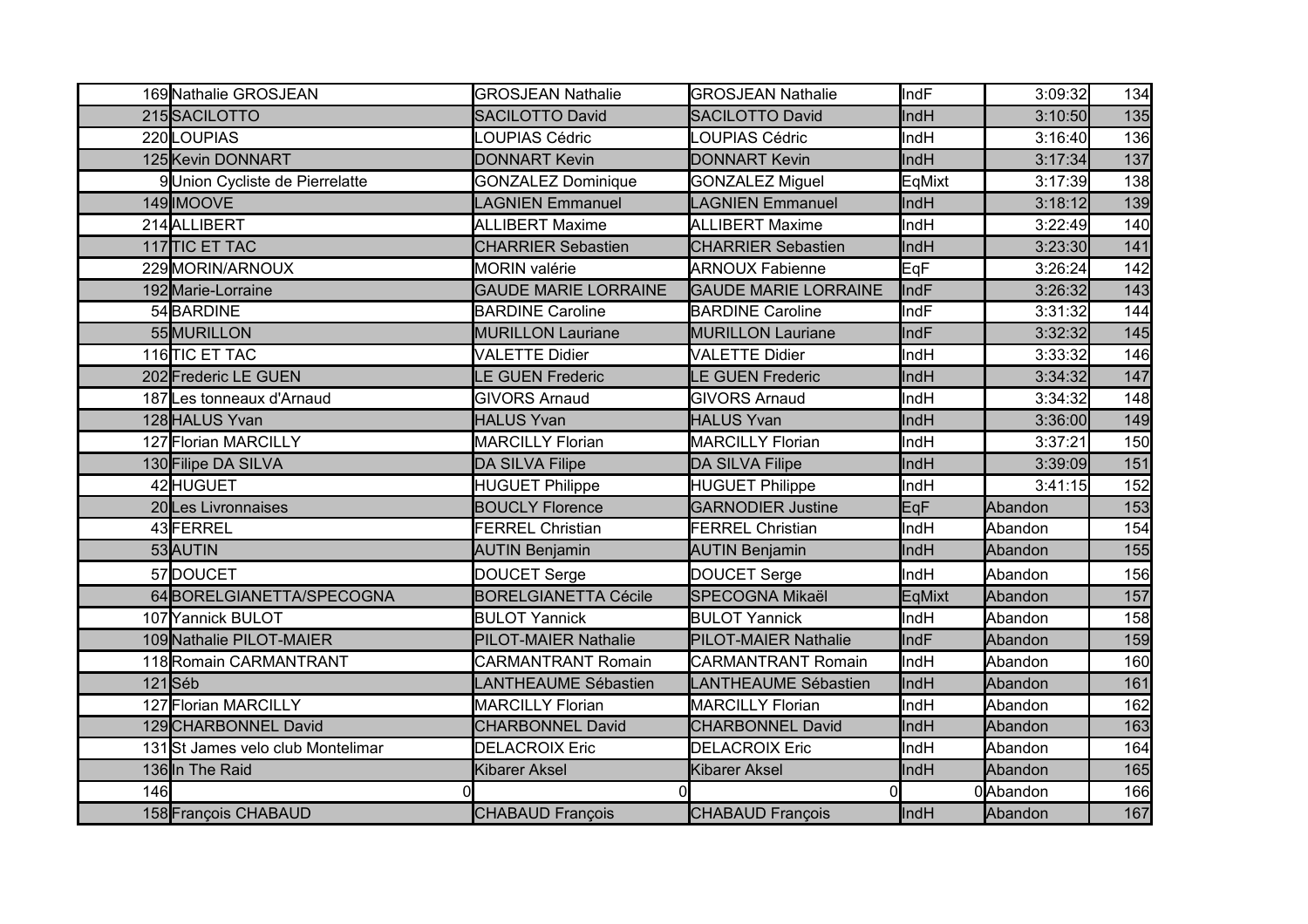| | | | | | | |
|---|---|---|---|---|---|---|
| 169 | Nathalie GROSJEAN | GROSJEAN Nathalie | GROSJEAN Nathalie | IndF | 3:09:32 | 134 |
| 215 | SACILOTTO | SACILOTTO David | SACILOTTO David | IndH | 3:10:50 | 135 |
| 220 | LOUPIAS | LOUPIAS Cédric | LOUPIAS Cédric | IndH | 3:16:40 | 136 |
| 125 | Kevin DONNART | DONNART Kevin | DONNART Kevin | IndH | 3:17:34 | 137 |
| 9 | Union Cycliste de Pierrelatte | GONZALEZ Dominique | GONZALEZ Miguel | EqMixt | 3:17:39 | 138 |
| 149 | IMOOVE | LAGNIEN Emmanuel | LAGNIEN Emmanuel | IndH | 3:18:12 | 139 |
| 214 | ALLIBERT | ALLIBERT Maxime | ALLIBERT Maxime | IndH | 3:22:49 | 140 |
| 117 | TIC ET TAC | CHARRIER Sebastien | CHARRIER Sebastien | IndH | 3:23:30 | 141 |
| 229 | MORIN/ARNOUX | MORIN valérie | ARNOUX Fabienne | EqF | 3:26:24 | 142 |
| 192 | Marie-Lorraine | GAUDE MARIE LORRAINE | GAUDE MARIE LORRAINE | IndF | 3:26:32 | 143 |
| 54 | BARDINE | BARDINE Caroline | BARDINE Caroline | IndF | 3:31:32 | 144 |
| 55 | MURILLON | MURILLON Lauriane | MURILLON Lauriane | IndF | 3:32:32 | 145 |
| 116 | TIC ET TAC | VALETTE Didier | VALETTE Didier | IndH | 3:33:32 | 146 |
| 202 | Frederic LE GUEN | LE GUEN Frederic | LE GUEN Frederic | IndH | 3:34:32 | 147 |
| 187 | Les tonneaux d'Arnaud | GIVORS Arnaud | GIVORS Arnaud | IndH | 3:34:32 | 148 |
| 128 | HALUS Yvan | HALUS Yvan | HALUS Yvan | IndH | 3:36:00 | 149 |
| 127 | Florian MARCILLY | MARCILLY Florian | MARCILLY Florian | IndH | 3:37:21 | 150 |
| 130 | Filipe DA SILVA | DA SILVA Filipe | DA SILVA Filipe | IndH | 3:39:09 | 151 |
| 42 | HUGUET | HUGUET Philippe | HUGUET Philippe | IndH | 3:41:15 | 152 |
| 20 | Les Livronnaises | BOUCLY Florence | GARNODIER Justine | EqF | Abandon | 153 |
| 43 | FERREL | FERREL Christian | FERREL Christian | IndH | Abandon | 154 |
| 53 | AUTIN | AUTIN Benjamin | AUTIN Benjamin | IndH | Abandon | 155 |
| 57 | DOUCET | DOUCET Serge | DOUCET Serge | IndH | Abandon | 156 |
| 64 | BORELGIANETTA/SPECOGNA | BORELGIANETTA Cécile | SPECOGNA Mikaël | EqMixt | Abandon | 157 |
| 107 | Yannick BULOT | BULOT Yannick | BULOT Yannick | IndH | Abandon | 158 |
| 109 | Nathalie PILOT-MAIER | PILOT-MAIER Nathalie | PILOT-MAIER Nathalie | IndF | Abandon | 159 |
| 118 | Romain CARMANTRANT | CARMANTRANT Romain | CARMANTRANT Romain | IndH | Abandon | 160 |
| 121 | Séb | LANTHEAUME Sébastien | LANTHEAUME Sébastien | IndH | Abandon | 161 |
| 127 | Florian MARCILLY | MARCILLY Florian | MARCILLY Florian | IndH | Abandon | 162 |
| 129 | CHARBONNEL David | CHARBONNEL David | CHARBONNEL David | IndH | Abandon | 163 |
| 131 | St James velo club Montelimar | DELACROIX Eric | DELACROIX Eric | IndH | Abandon | 164 |
| 136 | In The Raid | Kibarer Aksel | Kibarer Aksel | IndH | Abandon | 165 |
| 146 | 0 | 0 | 0 | 0 | Abandon | 166 |
| 158 | François CHABAUD | CHABAUD François | CHABAUD François | IndH | Abandon | 167 |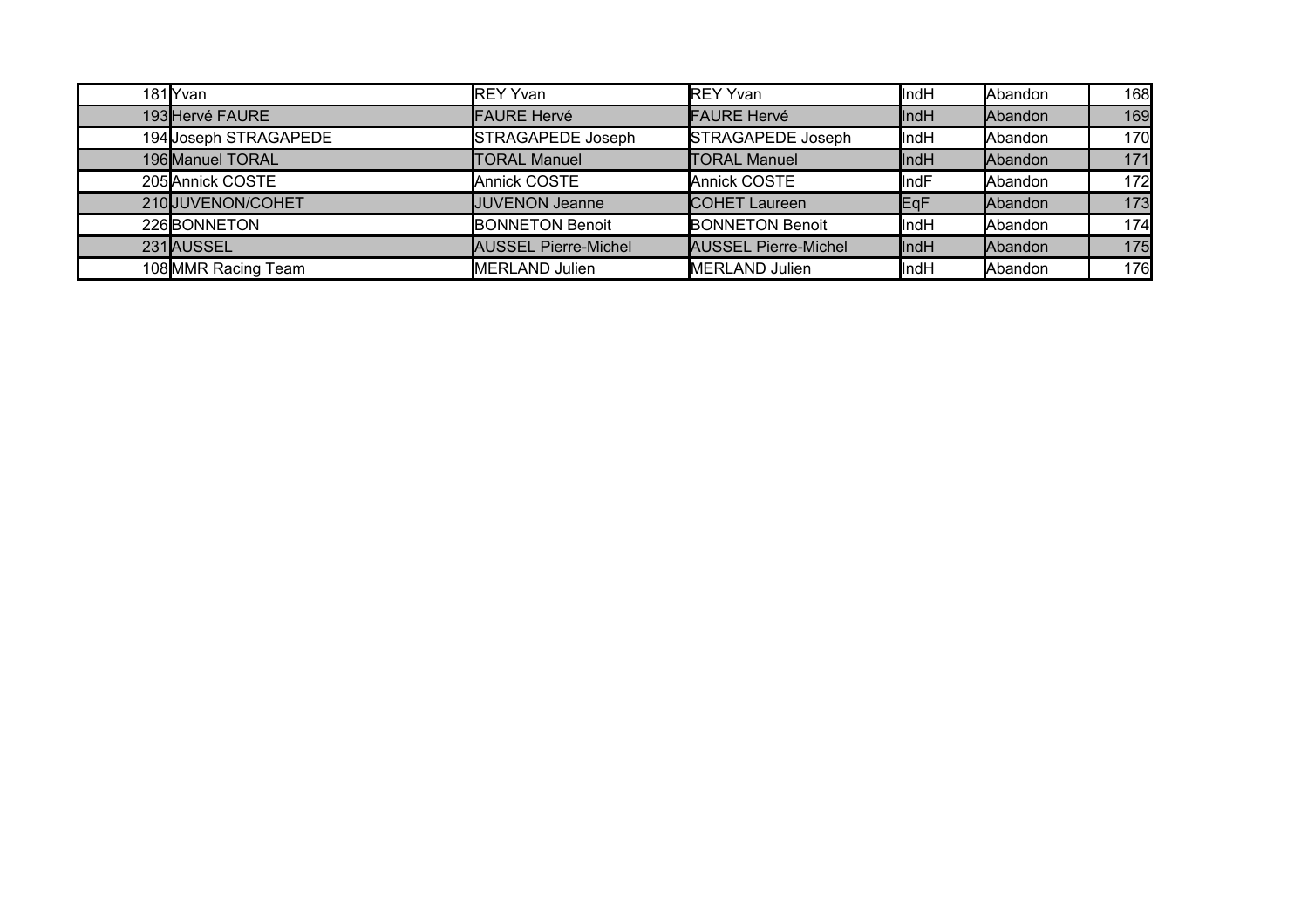| | | | | | | |
|---|---|---|---|---|---|---|
| 181 | Yvan | REY Yvan | REY Yvan | IndH | Abandon | 168 |
| 193 | Hervé FAURE | FAURE Hervé | FAURE Hervé | IndH | Abandon | 169 |
| 194 | Joseph STRAGAPEDE | STRAGAPEDE Joseph | STRAGAPEDE Joseph | IndH | Abandon | 170 |
| 196 | Manuel TORAL | TORAL Manuel | TORAL Manuel | IndH | Abandon | 171 |
| 205 | Annick COSTE | Annick COSTE | Annick COSTE | IndF | Abandon | 172 |
| 210 | JUVENON/COHET | JUVENON Jeanne | COHET Laureen | EqF | Abandon | 173 |
| 226 | BONNETON | BONNETON Benoit | BONNETON Benoit | IndH | Abandon | 174 |
| 231 | AUSSEL | AUSSEL Pierre-Michel | AUSSEL Pierre-Michel | IndH | Abandon | 175 |
| 108 | MMR Racing Team | MERLAND Julien | MERLAND Julien | IndH | Abandon | 176 |